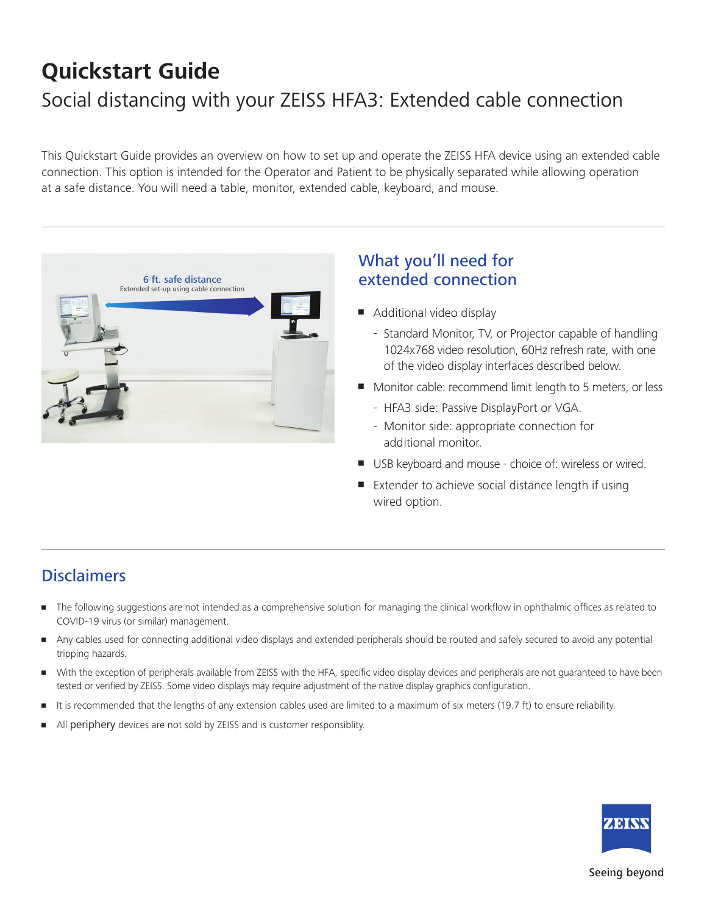# Quickstart Guide

## Social distancing with your ZEISS HFA3: Extended cable connection

This Quickstart Guide provides an overview on how to set up and operate the ZEISS HFA device using an extended cable connection. This option is intended for the Operator and Patient to be physically separated while allowing operation at a safe distance. You will need a table, monitor, extended cable, keyboard, and mouse.

6 ft. safe distance
Extended set-up using cable connection

### What you'll need for extended connection

- Additional video display
  - Standard Monitor, TV, or Projector capable of handling 1024x768 video resolution, 60Hz refresh rate, with one of the video display interfaces described below.
- Monitor cable: recommend limit length to 5 meters, or less
  - HFA3 side: Passive DisplayPort or VGA.
  - Monitor side: appropriate connection for additional monitor.
- USB keyboard and mouse - choice of: wireless or wired.
- Extender to achieve social distance length if using wired option.

## Disclaimers

- The following suggestions are not intended as a comprehensive solution for managing the clinical workflow in ophthalmic offices as related to COVID-19 virus (or similar) management.
- Any cables used for connecting additional video displays and extended peripherals should be routed and safely secured to avoid any potential tripping hazards.
- With the exception of peripherals available from ZEISS with the HFA, specific video display devices and peripherals are not guaranteed to have been tested or verified by ZEISS. Some video displays may require adjustment of the native display graphics configuration.
- It is recommended that the lengths of any extension cables used are limited to a maximum of six meters (19.7 ft) to ensure reliability.
- All periphery devices are not sold by ZEISS and is customer responsiblity.

ZEISS
Seeing beyond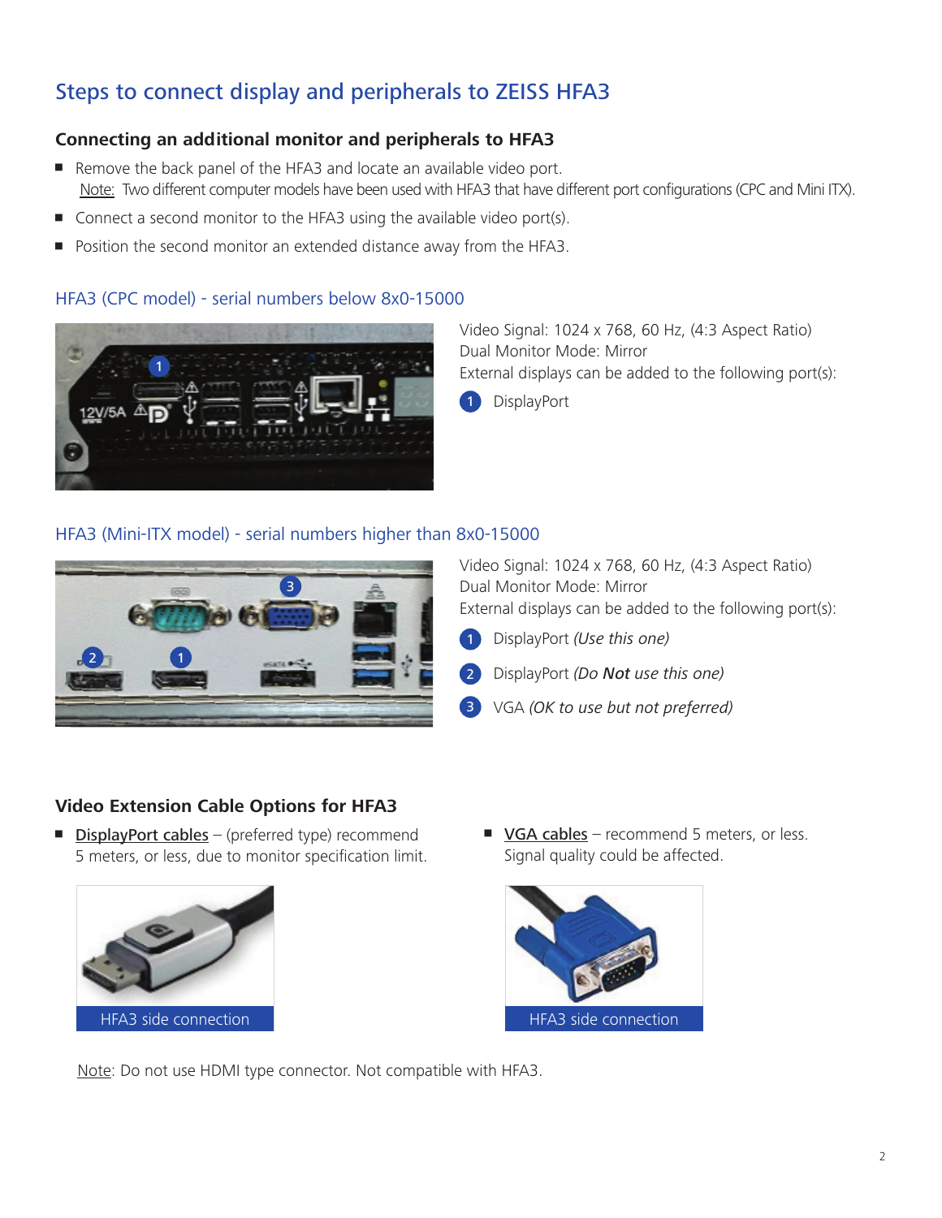# Steps to connect display and peripherals to ZEISS HFA3

## Connecting an additional monitor and peripherals to HFA3

- Remove the back panel of the HFA3 and locate an available video port.
  Note: Two different computer models have been used with HFA3 that have different port configurations (CPC and Mini ITX).
- Connect a second monitor to the HFA3 using the available video port(s).
- Position the second monitor an extended distance away from the HFA3.

### HFA3 (CPC model) - serial numbers below 8x0-15000

Video Signal: 1024 x 768, 60 Hz, (4:3 Aspect Ratio)
Dual Monitor Mode: Mirror
External displays can be added to the following port(s):

1. DisplayPort

### HFA3 (Mini-ITX model) - serial numbers higher than 8x0-15000

Video Signal: 1024 x 768, 60 Hz, (4:3 Aspect Ratio)
Dual Monitor Mode: Mirror
External displays can be added to the following port(s):

1. DisplayPort *(Use this one)*
2. DisplayPort *(Do **Not** use this one)*
3. VGA *(OK to use but not preferred)*

## Video Extension Cable Options for HFA3

- DisplayPort cables – (preferred type) recommend 5 meters, or less, due to monitor specification limit.

HFA3 side connection

- VGA cables – recommend 5 meters, or less. Signal quality could be affected.

HFA3 side connection

Note: Do not use HDMI type connector. Not compatible with HFA3.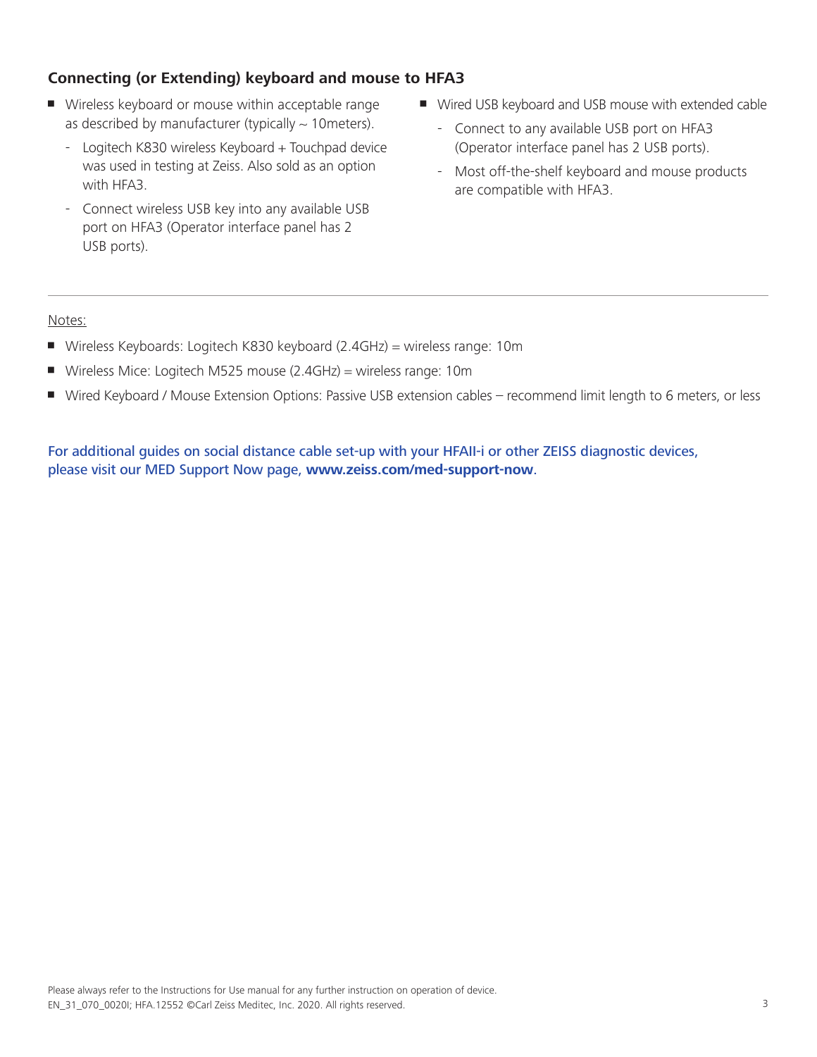## Connecting (or Extending) keyboard and mouse to HFA3

- Wireless keyboard or mouse within acceptable range as described by manufacturer (typically ~ 10meters).
  - Logitech K830 wireless Keyboard + Touchpad device was used in testing at Zeiss. Also sold as an option with HFA3.
  - Connect wireless USB key into any available USB port on HFA3 (Operator interface panel has 2 USB ports).

- Wired USB keyboard and USB mouse with extended cable
  - Connect to any available USB port on HFA3 (Operator interface panel has 2 USB ports).
  - Most off-the-shelf keyboard and mouse products are compatible with HFA3.

---

Notes:

- Wireless Keyboards: Logitech K830 keyboard (2.4GHz) = wireless range: 10m
- Wireless Mice: Logitech M525 mouse (2.4GHz) = wireless range: 10m
- Wired Keyboard / Mouse Extension Options: Passive USB extension cables – recommend limit length to 6 meters, or less

For additional guides on social distance cable set-up with your HFAII-i or other ZEISS diagnostic devices, please visit our MED Support Now page, **www.zeiss.com/med-support-now**.

Please always refer to the Instructions for Use manual for any further instruction on operation of device.
EN_31_070_0020I; HFA.12552 ©Carl Zeiss Meditec, Inc. 2020. All rights reserved.